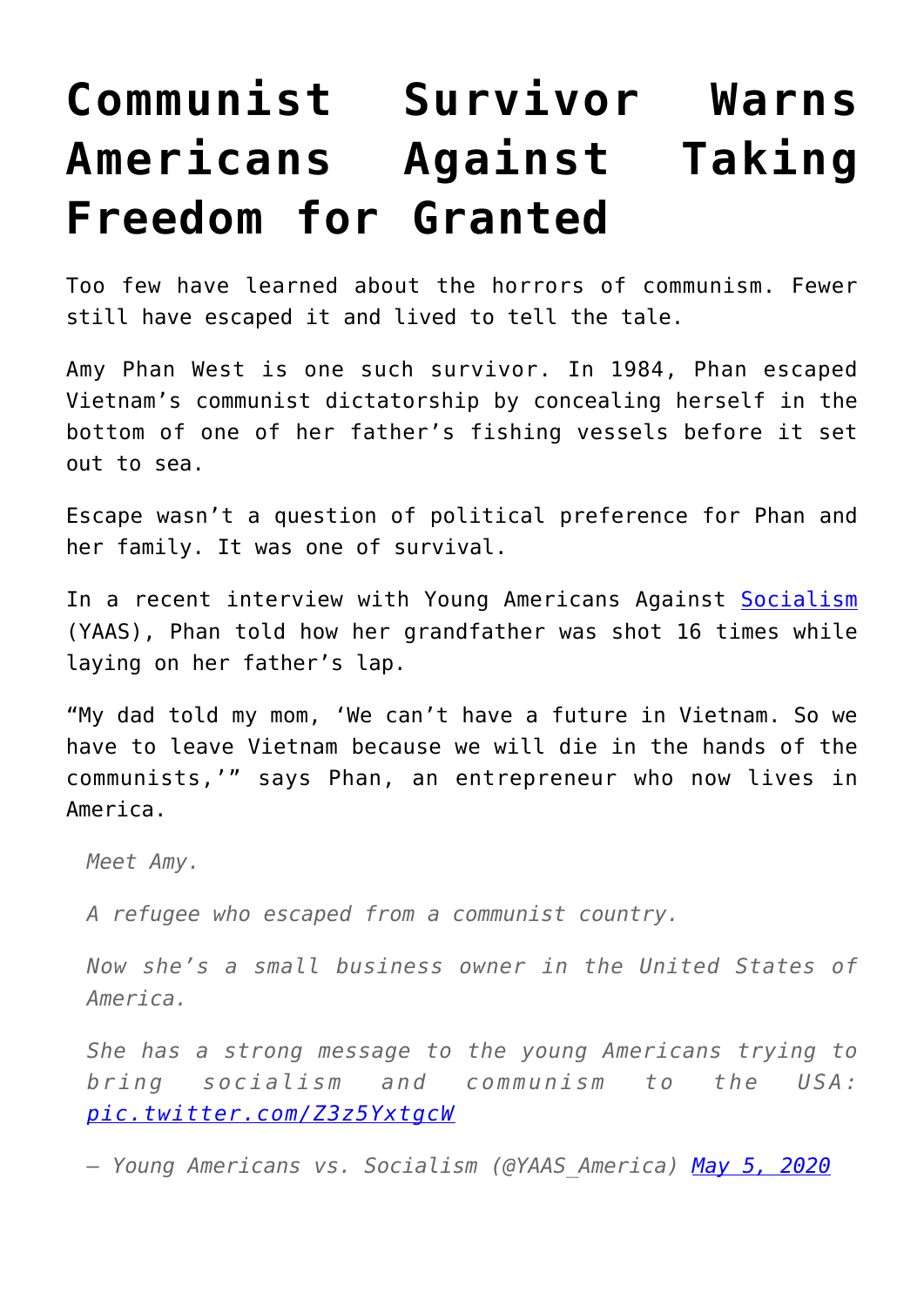# Communist Survivor Warns Americans Against Taking Freedom for Granted

Too few have learned about the horrors of communism. Fewer still have escaped it and lived to tell the tale.

Amy Phan West is one such survivor. In 1984, Phan escaped Vietnam's communist dictatorship by concealing herself in the bottom of one of her father's fishing vessels before it set out to sea.

Escape wasn't a question of political preference for Phan and her family. It was one of survival.

In a recent interview with Young Americans Against [Socialism](#) (YAAS), Phan told how her grandfather was shot 16 times while laying on her father's lap.

"My dad told my mom, 'We can't have a future in Vietnam. So we have to leave Vietnam because we will die in the hands of the communists,'" says Phan, an entrepreneur who now lives in America.

> *Meet Amy.*
>
> *A refugee who escaped from a communist country.*
>
> *Now she's a small business owner in the United States of America.*
>
> *She has a strong message to the young Americans trying to bring socialism and communism to the USA: [pic.twitter.com/Z3z5YxtgcW](#)*
>
> *— Young Americans vs. Socialism (@YAAS_America) [May 5, 2020](#)*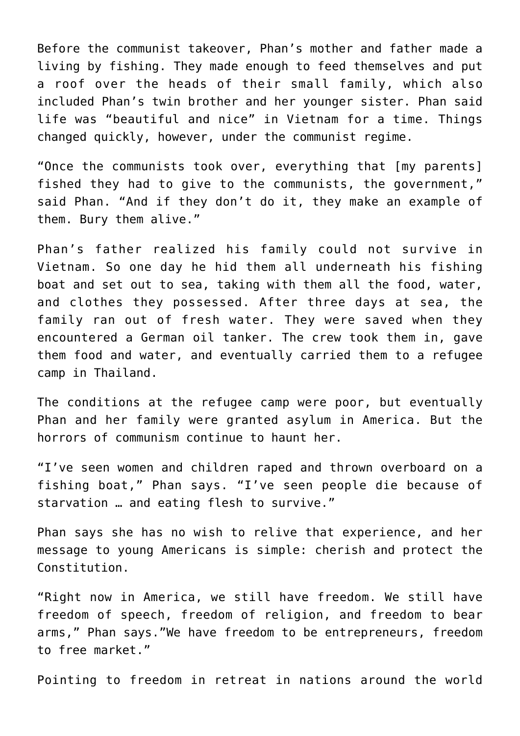Before the communist takeover, Phan's mother and father made a living by fishing. They made enough to feed themselves and put a roof over the heads of their small family, which also included Phan's twin brother and her younger sister. Phan said life was "beautiful and nice" in Vietnam for a time. Things changed quickly, however, under the communist regime.

"Once the communists took over, everything that [my parents] fished they had to give to the communists, the government," said Phan. "And if they don't do it, they make an example of them. Bury them alive."

Phan's father realized his family could not survive in Vietnam. So one day he hid them all underneath his fishing boat and set out to sea, taking with them all the food, water, and clothes they possessed. After three days at sea, the family ran out of fresh water. They were saved when they encountered a German oil tanker. The crew took them in, gave them food and water, and eventually carried them to a refugee camp in Thailand.

The conditions at the refugee camp were poor, but eventually Phan and her family were granted asylum in America. But the horrors of communism continue to haunt her.

"I've seen women and children raped and thrown overboard on a fishing boat," Phan says. "I've seen people die because of starvation … and eating flesh to survive."

Phan says she has no wish to relive that experience, and her message to young Americans is simple: cherish and protect the Constitution.

"Right now in America, we still have freedom. We still have freedom of speech, freedom of religion, and freedom to bear arms," Phan says."We have freedom to be entrepreneurs, freedom to free market."

Pointing to freedom in retreat in nations around the world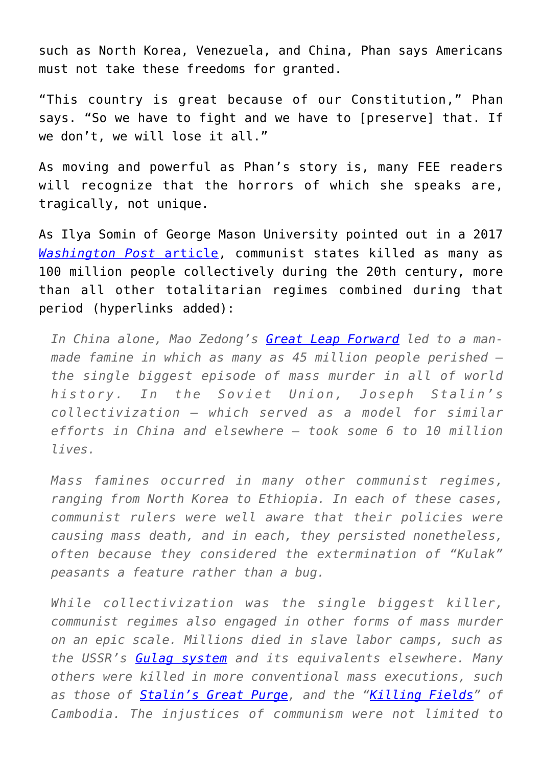such as North Korea, Venezuela, and China, Phan says Americans must not take these freedoms for granted.

"This country is great because of our Constitution," Phan says. "So we have to fight and we have to [preserve] that. If we don't, we will lose it all."

As moving and powerful as Phan's story is, many FEE readers will recognize that the horrors of which she speaks are, tragically, not unique.

As Ilya Somin of George Mason University pointed out in a 2017 *Washington Post* article, communist states killed as many as 100 million people collectively during the 20th century, more than all other totalitarian regimes combined during that period (hyperlinks added):

> *In China alone, Mao Zedong's Great Leap Forward led to a man-made famine in which as many as 45 million people perished — the single biggest episode of mass murder in all of world history. In the Soviet Union, Joseph Stalin's collectivization — which served as a model for similar efforts in China and elsewhere — took some 6 to 10 million lives.*
>
> *Mass famines occurred in many other communist regimes, ranging from North Korea to Ethiopia. In each of these cases, communist rulers were well aware that their policies were causing mass death, and in each, they persisted nonetheless, often because they considered the extermination of "Kulak" peasants a feature rather than a bug.*
>
> *While collectivization was the single biggest killer, communist regimes also engaged in other forms of mass murder on an epic scale. Millions died in slave labor camps, such as the USSR's Gulag system and its equivalents elsewhere. Many others were killed in more conventional mass executions, such as those of Stalin's Great Purge, and the "Killing Fields" of Cambodia. The injustices of communism were not limited to*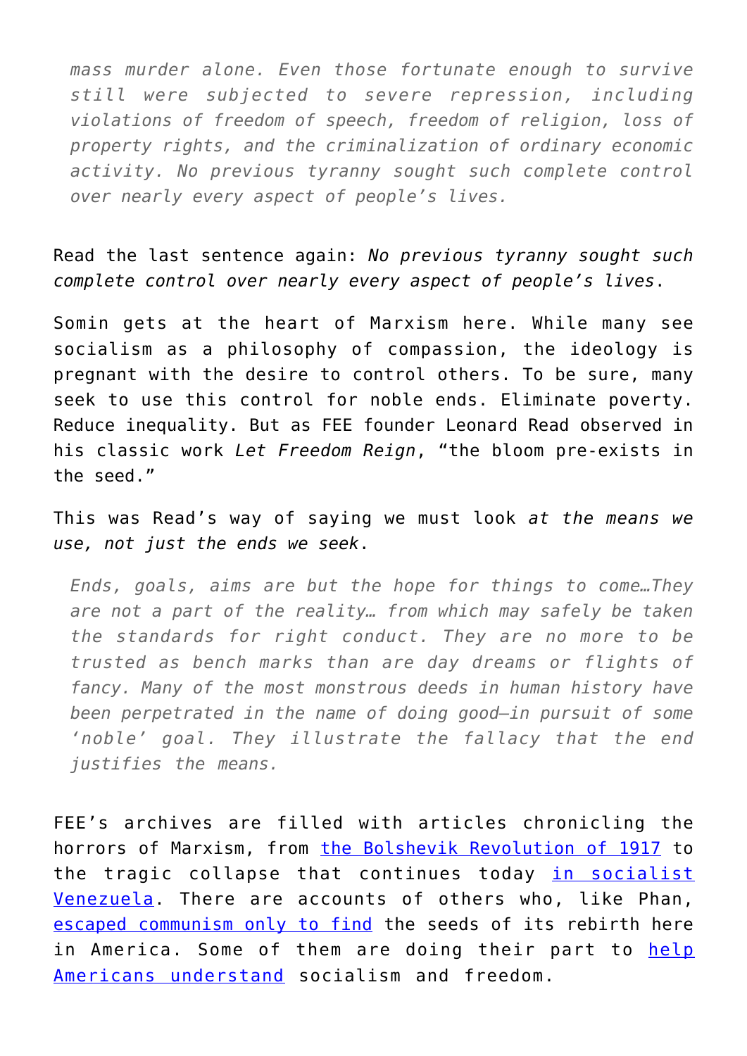> *mass murder alone. Even those fortunate enough to survive still were subjected to severe repression, including violations of freedom of speech, freedom of religion, loss of property rights, and the criminalization of ordinary economic activity. No previous tyranny sought such complete control over nearly every aspect of people's lives.*

Read the last sentence again: *No previous tyranny sought such complete control over nearly every aspect of people's lives*.

Somin gets at the heart of Marxism here. While many see socialism as a philosophy of compassion, the ideology is pregnant with the desire to control others. To be sure, many seek to use this control for noble ends. Eliminate poverty. Reduce inequality. But as FEE founder Leonard Read observed in his classic work *Let Freedom Reign*, "the bloom pre-exists in the seed."

This was Read's way of saying we must look *at the means we use, not just the ends we seek*.

> *Ends, goals, aims are but the hope for things to come…They are not a part of the reality… from which may safely be taken the standards for right conduct. They are no more to be trusted as bench marks than are day dreams or flights of fancy. Many of the most monstrous deeds in human history have been perpetrated in the name of doing good—in pursuit of some 'noble' goal. They illustrate the fallacy that the end justifies the means.*

FEE's archives are filled with articles chronicling the horrors of Marxism, from the Bolshevik Revolution of 1917 to the tragic collapse that continues today in socialist Venezuela. There are accounts of others who, like Phan, escaped communism only to find the seeds of its rebirth here in America. Some of them are doing their part to help Americans understand socialism and freedom.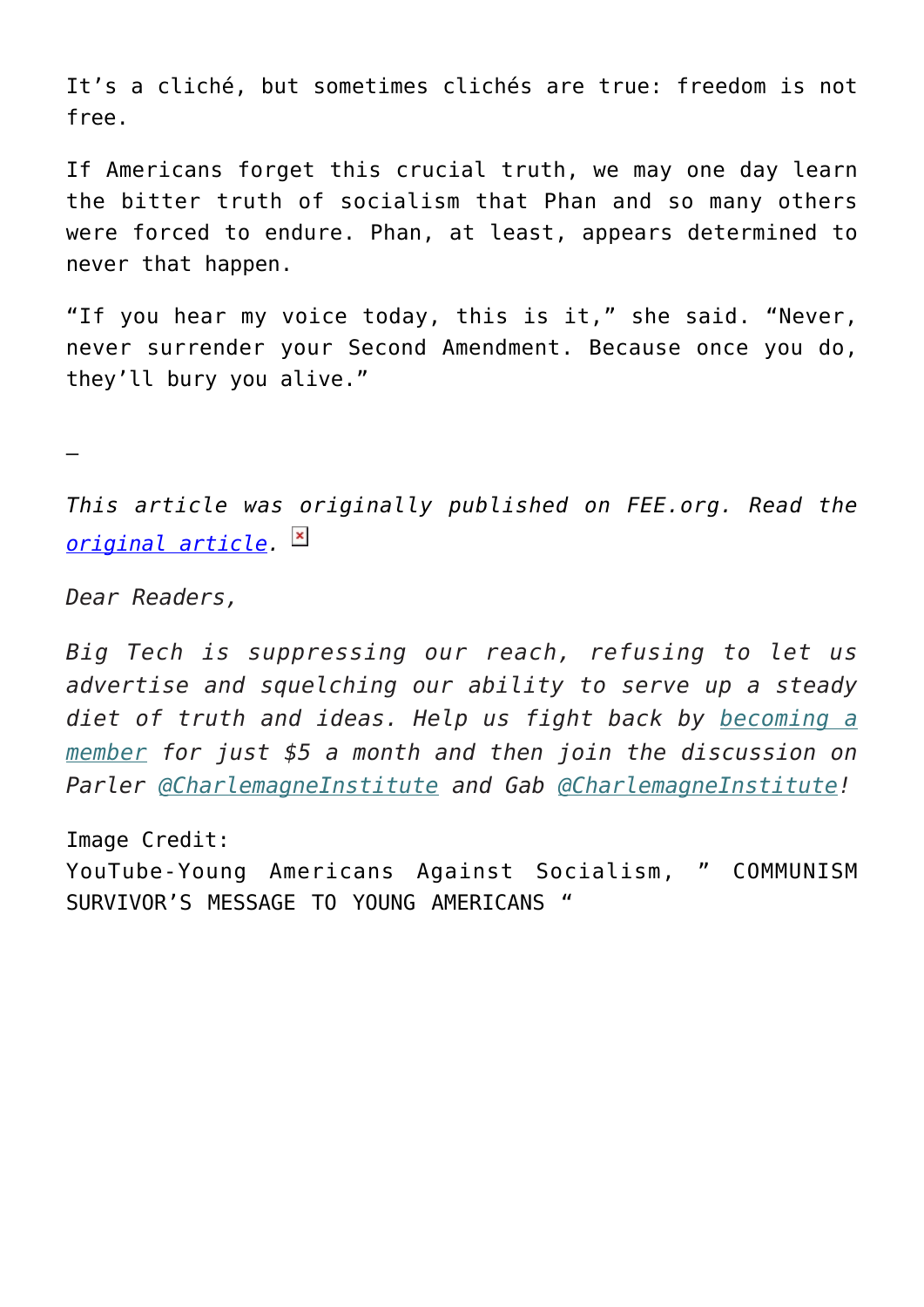It's a cliché, but sometimes clichés are true: freedom is not free.

If Americans forget this crucial truth, we may one day learn the bitter truth of socialism that Phan and so many others were forced to endure. Phan, at least, appears determined to never that happen.

"If you hear my voice today, this is it," she said. "Never, never surrender your Second Amendment. Because once you do, they'll bury you alive."

—

*This article was originally published on FEE.org. Read the original article.*

*Dear Readers,*

*Big Tech is suppressing our reach, refusing to let us advertise and squelching our ability to serve up a steady diet of truth and ideas. Help us fight back by becoming a member for just $5 a month and then join the discussion on Parler @CharlemagneInstitute and Gab @CharlemagneInstitute!*

Image Credit:
YouTube-Young Americans Against Socialism, " COMMUNISM SURVIVOR'S MESSAGE TO YOUNG AMERICANS "